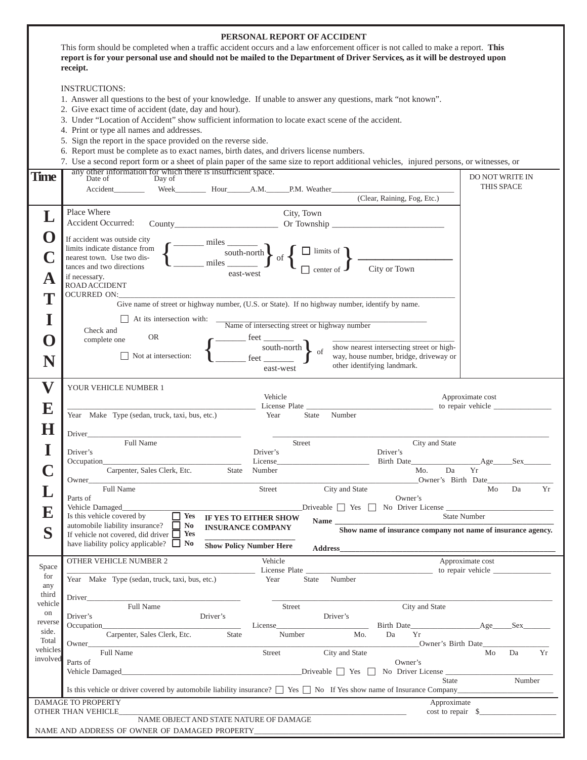# PERSONAL REPORT OF ACCIDENT

This form should be completed when a traffic accident occurs and a law enforcement officer is not called to make a report. **This report is for your personal use and should not be mailed to the Department of Driver Services, as it will be destroyed upon receipt.**

INSTRUCTIONS:

1. Answer all questions to the best of your knowledge. If unable to answer any questions, mark "not known".
2. Give exact time of accident (date, day and hour).
3. Under "Location of Accident" show sufficient information to locate exact scene of the accident.
4. Print or type all names and addresses.
5. Sign the report in the space provided on the reverse side.
6. Report must be complete as to exact names, birth dates, and drivers license numbers.
7. Use a second report form or a sheet of plain paper of the same size to report additional vehicles, injured persons, or witnesses, or any other information for which there is insufficient space.

## Time

Date of Accident________ Day of Week________ Hour______A.M.______P.M. Weather______________________________
(Clear, Raining, Fog, Etc.)

DO NOT WRITE IN THIS SPACE

## LOCATION

Place Where Accident Occurred: County________________________ City, Town Or Township __________________________

If accident was outside city limits indicate distance from nearest town. Use two distances and two directions if necessary.
_______ miles _______ south-north / _______ miles _______ east-west of ☐ limits of / ☐ center of ________________ City or Town

ROAD ACCIDENT OCURRED ON:______________________________________________________________________________
Give name of street or highway number, (U.S. or State). If no highway number, identify by name.

Check and complete one

☐ At its intersection with: ______________________________________________
Name of intersecting street or highway number

OR

☐ Not at intersection: _______ feet _______ south-north / _______ feet _______ east-west of ______________________________
show nearest intersecting street or highway, house number, bridge, driveway or other identifying landmark.

## VEHICLES

YOUR VEHICLE NUMBER 1

_______________________________________________ Vehicle License Plate ________________________________ Approximate cost to repair vehicle _______________
Year Make Type (sedan, truck, taxi, bus, etc.) Year State Number

Driver_______________________________________ ______________________________________________________________________
Full Name Street City and State

Driver's Occupation___________________________________ Driver's License________________________ Driver's Birth Date__________________Age_____Sex_______
Carpenter, Sales Clerk, Etc. State Number Mo. Da Yr

Owner_______________________________________________________________________________________Owner's Birth Date_________________
Full Name Street City and State Mo Da Yr

Parts of Vehicle Damaged_______________________________________________Driveable ☐ Yes ☐ No Owner's Driver License ___________________________
State Number

Is this vehicle covered by automobile liability insurance? ☐ Yes ☐ No
If vehicle not covered, did driver have liability policy applicable? ☐ Yes ☐ No

**IF YES TO EITHER SHOW INSURANCE COMPANY**
_______________________
**Show Policy Number Here**

**Name** ______________________________________________________
**Show name of insurance company not name of insurance agency.**
**Address**______________________________________________________

Space for any third vehicle on reverse side. Total vehicles involved

OTHER VEHICLE NUMBER 2

_______________________________________________ Vehicle License Plate ________________________________ Approximate cost to repair vehicle _______________
Year Make Type (sedan, truck, taxi, bus, etc.) Year State Number

Driver_______________________________________ ______________________________________________________________________
Full Name Street City and State

Driver's Occupation___________________________________ Driver's License________________________ Driver's Birth Date__________________Age_____Sex_______
Carpenter, Sales Clerk, Etc. State Number Mo. Da Yr

Owner_______________________________________________________________________________________Owner's Birth Date_________________
Full Name Street City and State Mo Da Yr

Parts of Vehicle Damaged_______________________________________________Driveable ☐ Yes ☐ No Owner's Driver License ___________________________
State Number

Is this vehicle or driver covered by automobile liability insurance? ☐ Yes ☐ No If Yes show name of Insurance Company________________________

DAMAGE TO PROPERTY OTHER THAN VEHICLE_______________________________________________________________ Approximate cost to repair $____________________
NAME OBJECT AND STATE NATURE OF DAMAGE

NAME AND ADDRESS OF OWNER OF DAMAGED PROPERTY_______________________________________________________________________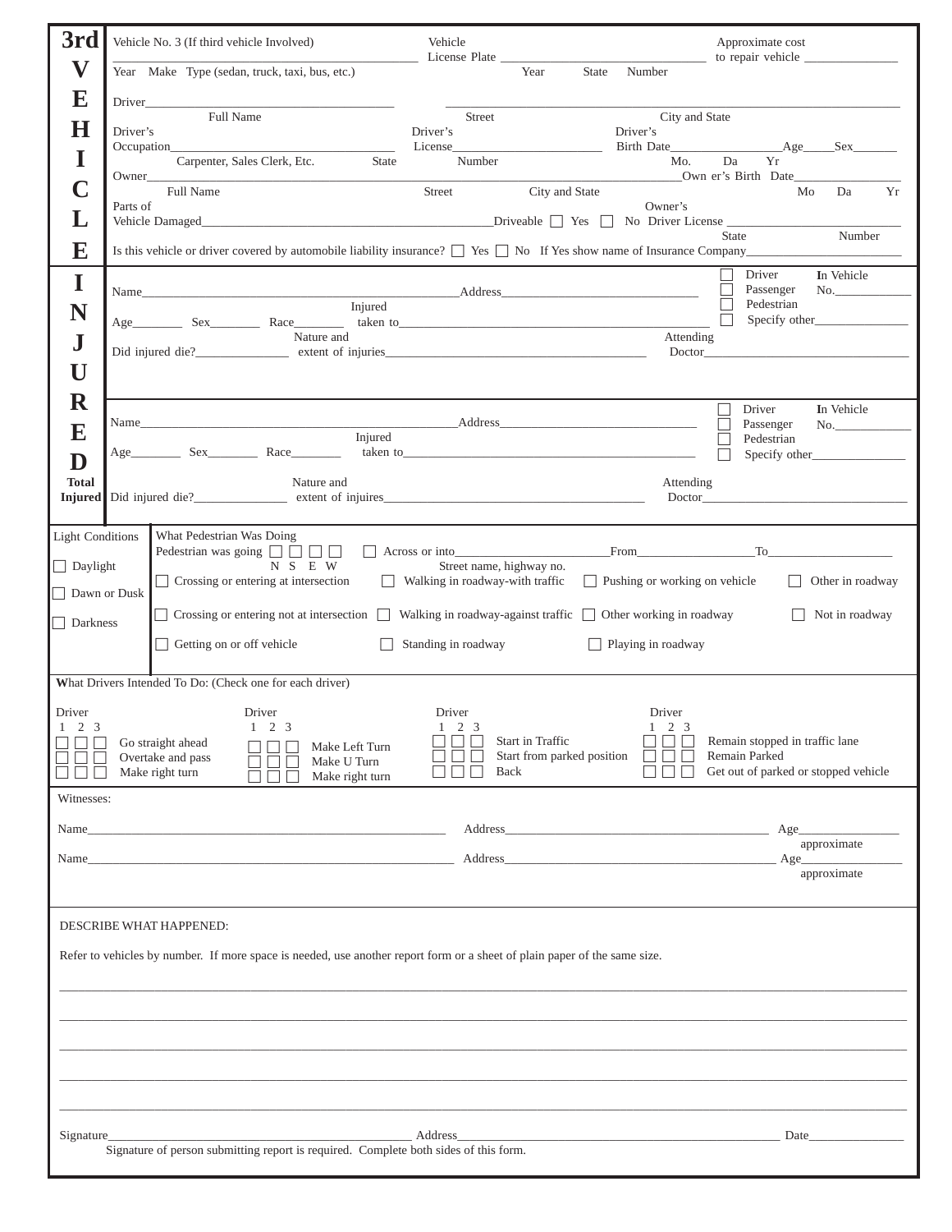## 3rd VEHICLE

Vehicle No. 3 (If third vehicle Involved) ______________________________
Year Make Type (sedan, truck, taxi, bus, etc.)

Vehicle License Plate ______________________________
Year State Number

Approximate cost to repair vehicle ______________

Driver______________________________ ______________________________
Full Name Street City and State

Driver's Occupation______________________________
Carpenter, Sales Clerk, Etc.

Driver's License______________________________
State Number

Driver's Birth Date________________ Age_____ Sex_______
Mo. Da Yr

Owner______________________________ Own er's Birth Date________________
Full Name Street City and State Mo Da Yr

Parts of Vehicle Damaged______________________________ Driveable ☐ Yes ☐ No

Owner's Driver License ______________________________
State Number

Is this vehicle or driver covered by automobile liability insurance? ☐ Yes ☐ No If Yes show name of Insurance Company______________________

## INJURED

Name______________________________ Address______________________________

☐ Driver ☐ Passenger ☐ Pedestrian ☐ Specify other______________
In Vehicle No.___________

Age________ Sex________ Race________ Injured taken to______________________________

Did injured die?______________ Nature and extent of injuries______________________________ Attending Doctor______________________________

Name______________________________ Address______________________________

☐ Driver ☐ Passenger ☐ Pedestrian ☐ Specify other______________
In Vehicle No.___________

Age________ Sex________ Race________ Injured taken to______________________________

**Total Injured** Did injured die?______________ Nature and extent of injuries______________________________ Attending Doctor______________________________

## Light Conditions

☐ Daylight
☐ Dawn or Dusk
☐ Darkness

## What Pedestrian Was Doing

Pedestrian was going ☐ ☐ ☐ ☐ (N S E W) ☐ Across or into______________________ From________________ To__________________
Street name, highway no.

☐ Crossing or entering at intersection ☐ Walking in roadway-with traffic ☐ Pushing or working on vehicle ☐ Other in roadway

☐ Crossing or entering not at intersection ☐ Walking in roadway-against traffic ☐ Other working in roadway ☐ Not in roadway

☐ Getting on or off vehicle ☐ Standing in roadway ☐ Playing in roadway

## What Drivers Intended To Do: (Check one for each driver)

| Driver 1 | Driver 2 | Driver 3 | | Driver 1 | Driver 2 | Driver 3 | | Driver 1 | Driver 2 | Driver 3 | | Driver 1 | Driver 2 | Driver 3 | |
|---|---|---|---|---|---|---|---|---|---|---|---|---|---|---|---|
| ☐ | ☐ | ☐ | Go straight ahead | ☐ | ☐ | ☐ | Make Left Turn | ☐ | ☐ | ☐ | Start in Traffic | ☐ | ☐ | ☐ | Remain stopped in traffic lane |
| ☐ | ☐ | ☐ | Overtake and pass | ☐ | ☐ | ☐ | Make U Turn | ☐ | ☐ | ☐ | Start from parked position | ☐ | ☐ | ☐ | Remain Parked |
| ☐ | ☐ | ☐ | Make right turn | ☐ | ☐ | ☐ | Make right turn | ☐ | ☐ | ☐ | Back | ☐ | ☐ | ☐ | Get out of parked or stopped vehicle |

## Witnesses:

Name______________________________ Address______________________________ Age_______________
approximate

Name______________________________ Address______________________________ Age_______________
approximate

## DESCRIBE WHAT HAPPENED:

Refer to vehicles by number. If more space is needed, use another report form or a sheet of plain paper of the same size.

______________________________________________________________________________

______________________________________________________________________________

______________________________________________________________________________

______________________________________________________________________________

______________________________________________________________________________

Signature______________________________ Address______________________________ Date______________

Signature of person submitting report is required. Complete both sides of this form.